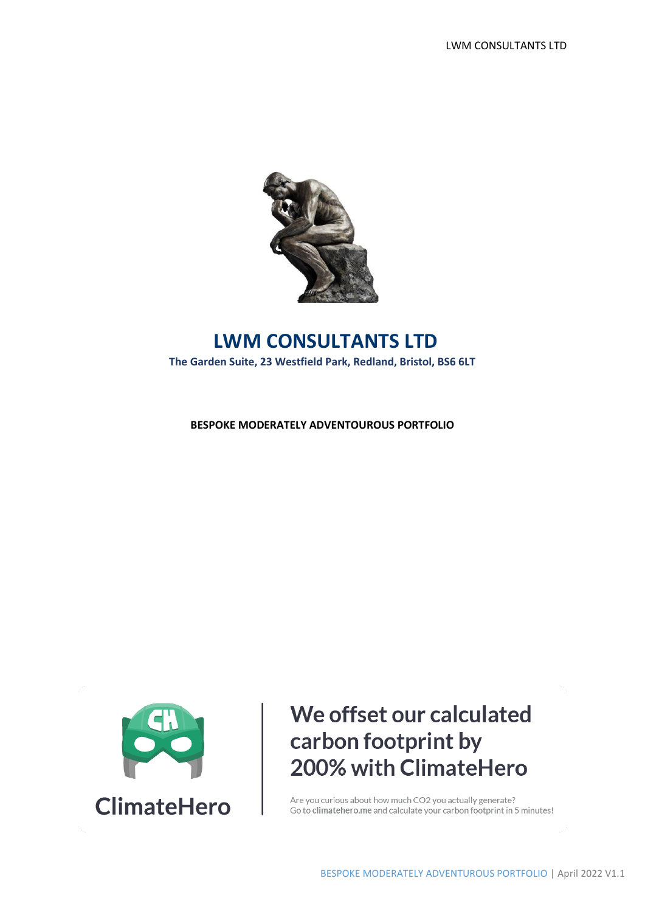# LWM CONSULTANTS LTD

**The Garden Suite, 23 Westfield Park, Redland, Bristol, BS6 6LT**

**BESPOKE MODERATELY ADVENTOUROUS PORTFOLIO**

ClimateHero

## We offset our calculated carbon footprint by 200% with ClimateHero

Are you curious about how much CO2 you actually generate?
Go to **climatehero.me** and calculate your carbon footprint in 5 minutes!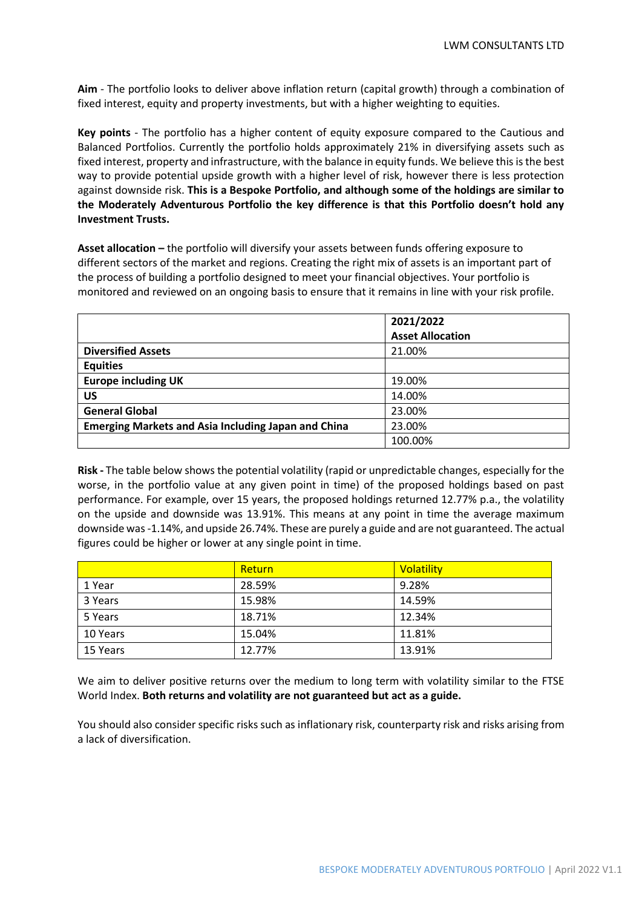**Aim** - The portfolio looks to deliver above inflation return (capital growth) through a combination of fixed interest, equity and property investments, but with a higher weighting to equities.

**Key points** - The portfolio has a higher content of equity exposure compared to the Cautious and Balanced Portfolios. Currently the portfolio holds approximately 21% in diversifying assets such as fixed interest, property and infrastructure, with the balance in equity funds. We believe this is the best way to provide potential upside growth with a higher level of risk, however there is less protection against downside risk. **This is a Bespoke Portfolio, and although some of the holdings are similar to the Moderately Adventurous Portfolio the key difference is that this Portfolio doesn't hold any Investment Trusts.**

**Asset allocation –** the portfolio will diversify your assets between funds offering exposure to different sectors of the market and regions. Creating the right mix of assets is an important part of the process of building a portfolio designed to meet your financial objectives. Your portfolio is monitored and reviewed on an ongoing basis to ensure that it remains in line with your risk profile.

| | **2021/2022 Asset Allocation** |
|---|---|
| **Diversified Assets** | 21.00% |
| **Equities** | |
| **Europe including UK** | 19.00% |
| **US** | 14.00% |
| **General Global** | 23.00% |
| **Emerging Markets and Asia Including Japan and China** | 23.00% |
| | 100.00% |

**Risk -** The table below shows the potential volatility (rapid or unpredictable changes, especially for the worse, in the portfolio value at any given point in time) of the proposed holdings based on past performance. For example, over 15 years, the proposed holdings returned 12.77% p.a., the volatility on the upside and downside was 13.91%. This means at any point in time the average maximum downside was -1.14%, and upside 26.74%. These are purely a guide and are not guaranteed. The actual figures could be higher or lower at any single point in time.

| | Return | Volatility |
|---|---|---|
| 1 Year | 28.59% | 9.28% |
| 3 Years | 15.98% | 14.59% |
| 5 Years | 18.71% | 12.34% |
| 10 Years | 15.04% | 11.81% |
| 15 Years | 12.77% | 13.91% |

We aim to deliver positive returns over the medium to long term with volatility similar to the FTSE World Index. **Both returns and volatility are not guaranteed but act as a guide.**

You should also consider specific risks such as inflationary risk, counterparty risk and risks arising from a lack of diversification.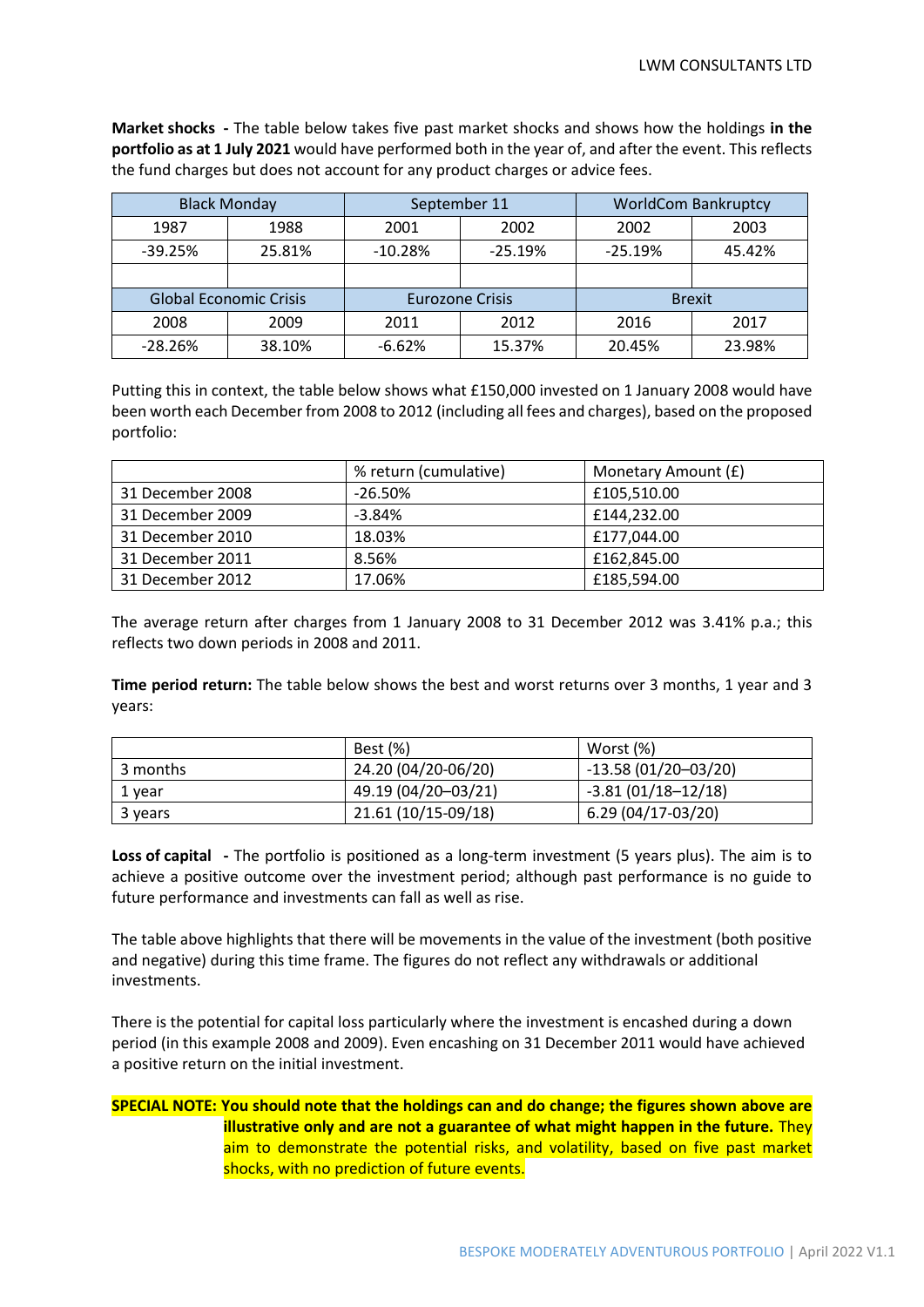**Market shocks -** The table below takes five past market shocks and shows how the holdings **in the portfolio as at 1 July 2021** would have performed both in the year of, and after the event. This reflects the fund charges but does not account for any product charges or advice fees.

| Black Monday | | September 11 | | WorldCom Bankruptcy | |
|---|---|---|---|---|---|
| 1987 | 1988 | 2001 | 2002 | 2002 | 2003 |
| -39.25% | 25.81% | -10.28% | -25.19% | -25.19% | 45.42% |
| | | | | | |
| **Global Economic Crisis** | | **Eurozone Crisis** | | **Brexit** | |
| 2008 | 2009 | 2011 | 2012 | 2016 | 2017 |
| -28.26% | 38.10% | -6.62% | 15.37% | 20.45% | 23.98% |

Putting this in context, the table below shows what £150,000 invested on 1 January 2008 would have been worth each December from 2008 to 2012 (including all fees and charges), based on the proposed portfolio:

| | % return (cumulative) | Monetary Amount (£) |
|---|---|---|
| 31 December 2008 | -26.50% | £105,510.00 |
| 31 December 2009 | -3.84% | £144,232.00 |
| 31 December 2010 | 18.03% | £177,044.00 |
| 31 December 2011 | 8.56% | £162,845.00 |
| 31 December 2012 | 17.06% | £185,594.00 |

The average return after charges from 1 January 2008 to 31 December 2012 was 3.41% p.a.; this reflects two down periods in 2008 and 2011.

**Time period return:** The table below shows the best and worst returns over 3 months, 1 year and 3 years:

| | Best (%) | Worst (%) |
|---|---|---|
| 3 months | 24.20 (04/20-06/20) | -13.58 (01/20–03/20) |
| 1 year | 49.19 (04/20–03/21) | -3.81 (01/18–12/18) |
| 3 years | 21.61 (10/15-09/18) | 6.29 (04/17-03/20) |

**Loss of capital -** The portfolio is positioned as a long-term investment (5 years plus). The aim is to achieve a positive outcome over the investment period; although past performance is no guide to future performance and investments can fall as well as rise.

The table above highlights that there will be movements in the value of the investment (both positive and negative) during this time frame. The figures do not reflect any withdrawals or additional investments.

There is the potential for capital loss particularly where the investment is encashed during a down period (in this example 2008 and 2009). Even encashing on 31 December 2011 would have achieved a positive return on the initial investment.

**SPECIAL NOTE: You should note that the holdings can and do change; the figures shown above are illustrative only and are not a guarantee of what might happen in the future.** They aim to demonstrate the potential risks, and volatility, based on five past market shocks, with no prediction of future events.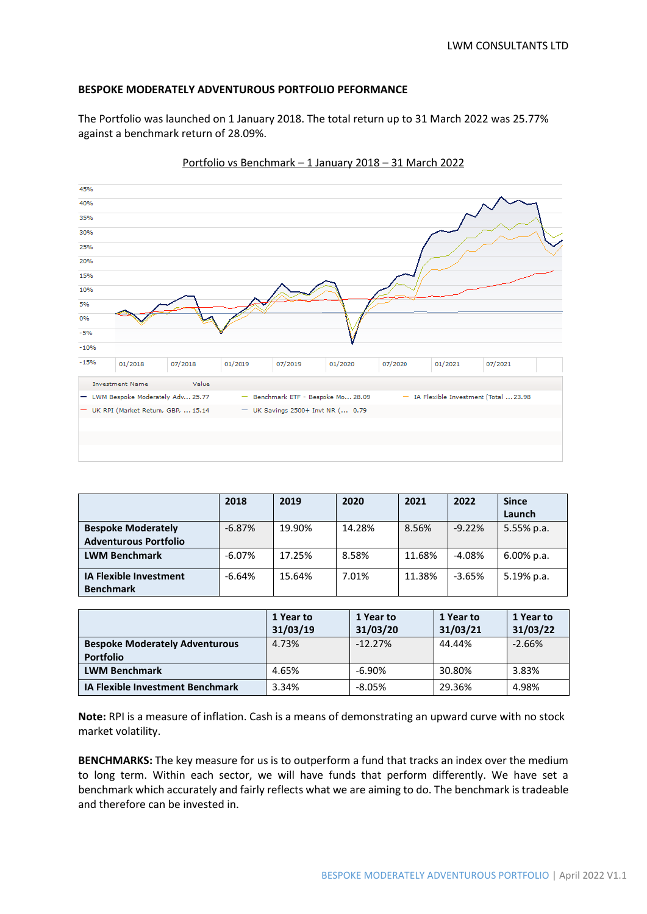**BESPOKE MODERATELY ADVENTUROUS PORTFOLIO PEFORMANCE**

The Portfolio was launched on 1 January 2018. The total return up to 31 March 2022 was 25.77% against a benchmark return of 28.09%.

Portfolio vs Benchmark – 1 January 2018 – 31 March 2022

| Investment Name | Value |
|---|---|
| LWM Bespoke Moderately Adv... | 25.77 |
| Benchmark ETF - Bespoke Mo... | 28.09 |
| IA Flexible Investment (Total ... | 23.98 |
| UK RPI (Market Return, GBP, ... | 15.14 |
| UK Savings 2500+ Invt NR (... | 0.79 |

| | 2018 | 2019 | 2020 | 2021 | 2022 | Since Launch |
|---|---|---|---|---|---|---|
| **Bespoke Moderately Adventurous Portfolio** | -6.87% | 19.90% | 14.28% | 8.56% | -9.22% | 5.55% p.a. |
| **LWM Benchmark** | -6.07% | 17.25% | 8.58% | 11.68% | -4.08% | 6.00% p.a. |
| **IA Flexible Investment Benchmark** | -6.64% | 15.64% | 7.01% | 11.38% | -3.65% | 5.19% p.a. |

| | 1 Year to 31/03/19 | 1 Year to 31/03/20 | 1 Year to 31/03/21 | 1 Year to 31/03/22 |
|---|---|---|---|---|
| **Bespoke Moderately Adventurous Portfolio** | 4.73% | -12.27% | 44.44% | -2.66% |
| **LWM Benchmark** | 4.65% | -6.90% | 30.80% | 3.83% |
| **IA Flexible Investment Benchmark** | 3.34% | -8.05% | 29.36% | 4.98% |

**Note:** RPI is a measure of inflation. Cash is a means of demonstrating an upward curve with no stock market volatility.

**BENCHMARKS:** The key measure for us is to outperform a fund that tracks an index over the medium to long term. Within each sector, we will have funds that perform differently. We have set a benchmark which accurately and fairly reflects what we are aiming to do. The benchmark is tradeable and therefore can be invested in.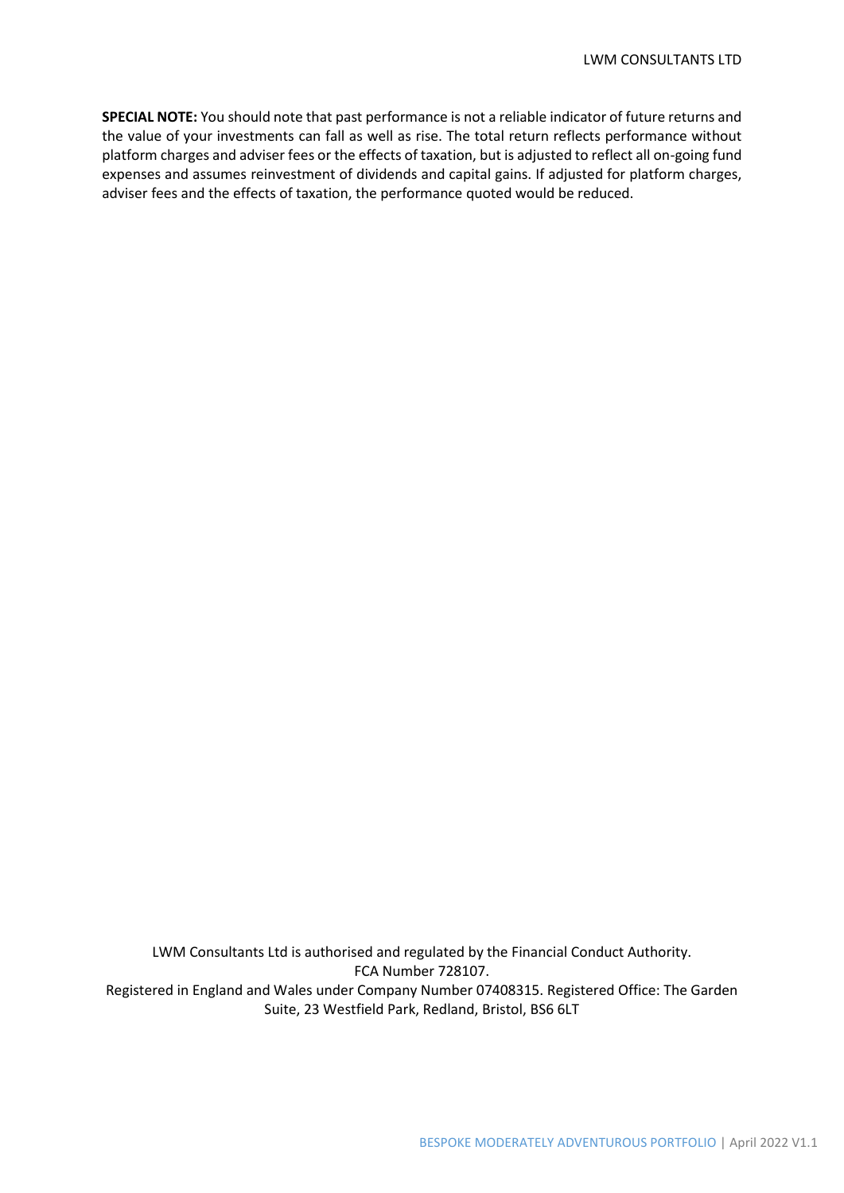**SPECIAL NOTE:** You should note that past performance is not a reliable indicator of future returns and the value of your investments can fall as well as rise. The total return reflects performance without platform charges and adviser fees or the effects of taxation, but is adjusted to reflect all on-going fund expenses and assumes reinvestment of dividends and capital gains. If adjusted for platform charges, adviser fees and the effects of taxation, the performance quoted would be reduced.

LWM Consultants Ltd is authorised and regulated by the Financial Conduct Authority.
FCA Number 728107.
Registered in England and Wales under Company Number 07408315. Registered Office: The Garden Suite, 23 Westfield Park, Redland, Bristol, BS6 6LT